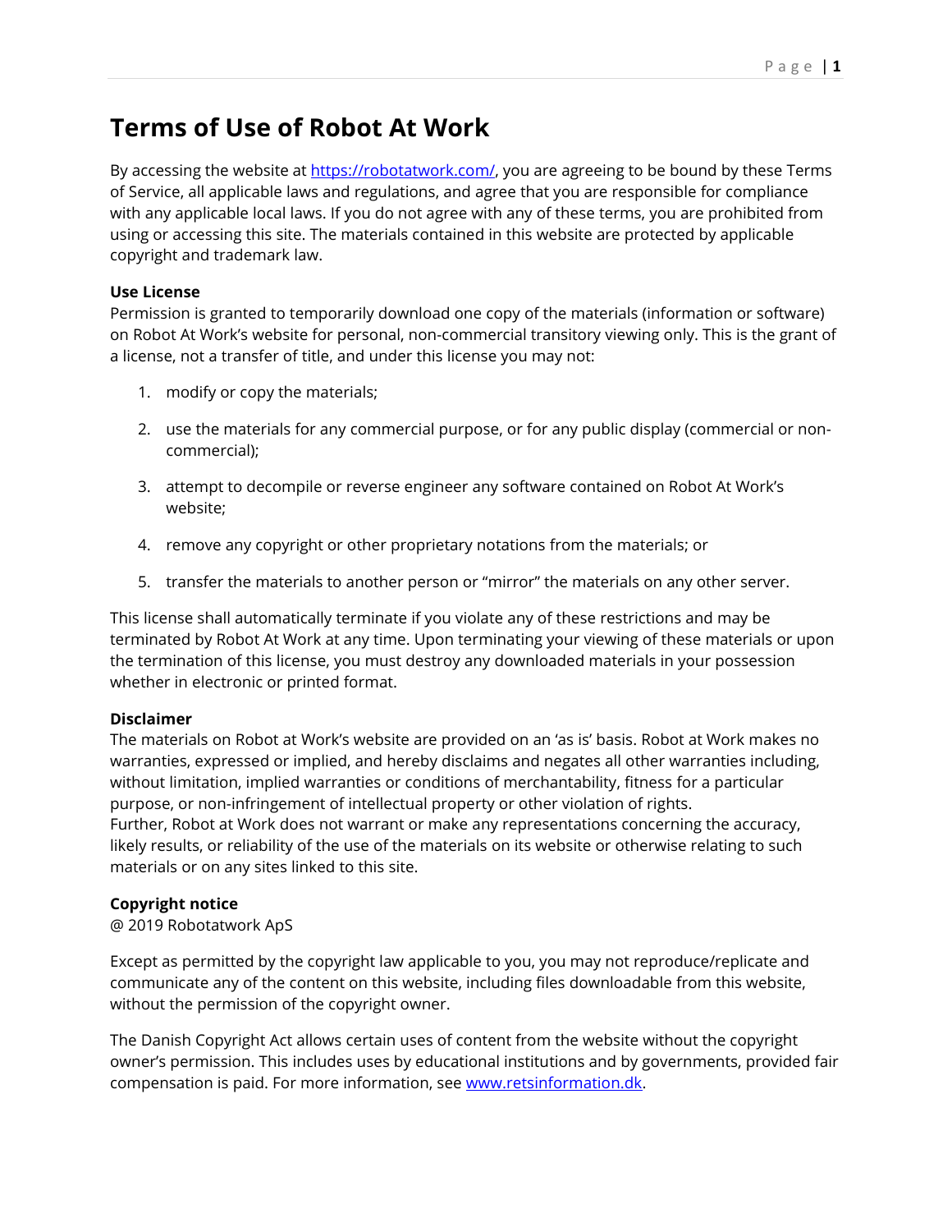# Terms of Use of Robot At Work

By accessing the website at [https://robotatwork.com/](https://robotatwork.com/), you are agreeing to be bound by these Terms of Service, all applicable laws and regulations, and agree that you are responsible for compliance with any applicable local laws. If you do not agree with any of these terms, you are prohibited from using or accessing this site. The materials contained in this website are protected by applicable copyright and trademark law.

**Use License**

Permission is granted to temporarily download one copy of the materials (information or software) on Robot At Work's website for personal, non-commercial transitory viewing only. This is the grant of a license, not a transfer of title, and under this license you may not:

1. modify or copy the materials;
2. use the materials for any commercial purpose, or for any public display (commercial or non-commercial);
3. attempt to decompile or reverse engineer any software contained on Robot At Work's website;
4. remove any copyright or other proprietary notations from the materials; or
5. transfer the materials to another person or "mirror" the materials on any other server.

This license shall automatically terminate if you violate any of these restrictions and may be terminated by Robot At Work at any time. Upon terminating your viewing of these materials or upon the termination of this license, you must destroy any downloaded materials in your possession whether in electronic or printed format.

**Disclaimer**

The materials on Robot at Work's website are provided on an 'as is' basis. Robot at Work makes no warranties, expressed or implied, and hereby disclaims and negates all other warranties including, without limitation, implied warranties or conditions of merchantability, fitness for a particular purpose, or non-infringement of intellectual property or other violation of rights.
Further, Robot at Work does not warrant or make any representations concerning the accuracy, likely results, or reliability of the use of the materials on its website or otherwise relating to such materials or on any sites linked to this site.

**Copyright notice**

@ 2019 Robotatwork ApS

Except as permitted by the copyright law applicable to you, you may not reproduce/replicate and communicate any of the content on this website, including files downloadable from this website, without the permission of the copyright owner.

The Danish Copyright Act allows certain uses of content from the website without the copyright owner's permission. This includes uses by educational institutions and by governments, provided fair compensation is paid. For more information, see [www.retsinformation.dk](www.retsinformation.dk).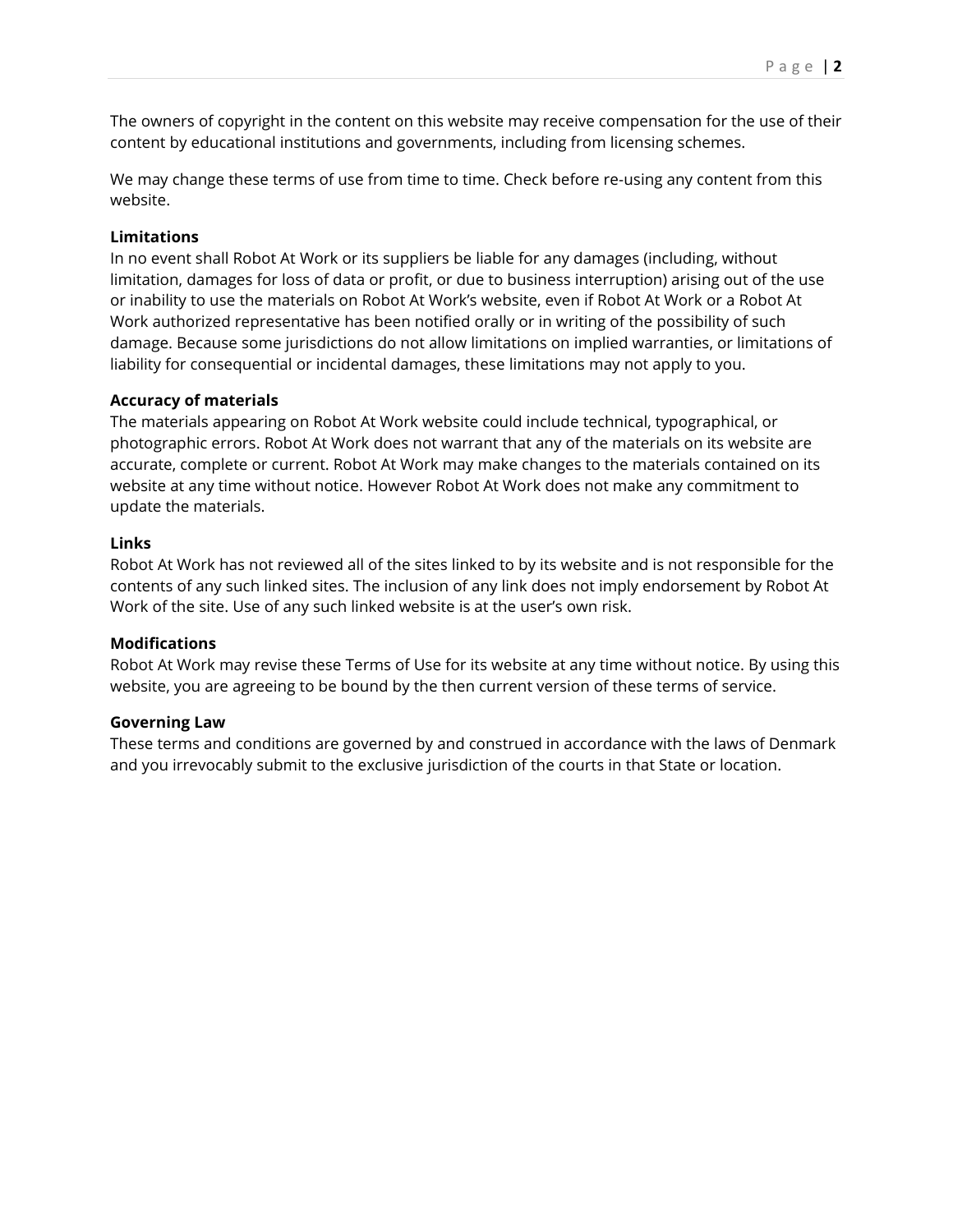The owners of copyright in the content on this website may receive compensation for the use of their content by educational institutions and governments, including from licensing schemes.

We may change these terms of use from time to time. Check before re-using any content from this website.

**Limitations**

In no event shall Robot At Work or its suppliers be liable for any damages (including, without limitation, damages for loss of data or profit, or due to business interruption) arising out of the use or inability to use the materials on Robot At Work's website, even if Robot At Work or a Robot At Work authorized representative has been notified orally or in writing of the possibility of such damage. Because some jurisdictions do not allow limitations on implied warranties, or limitations of liability for consequential or incidental damages, these limitations may not apply to you.

**Accuracy of materials**

The materials appearing on Robot At Work website could include technical, typographical, or photographic errors. Robot At Work does not warrant that any of the materials on its website are accurate, complete or current. Robot At Work may make changes to the materials contained on its website at any time without notice. However Robot At Work does not make any commitment to update the materials.

**Links**

Robot At Work has not reviewed all of the sites linked to by its website and is not responsible for the contents of any such linked sites. The inclusion of any link does not imply endorsement by Robot At Work of the site. Use of any such linked website is at the user's own risk.

**Modifications**

Robot At Work may revise these Terms of Use for its website at any time without notice. By using this website, you are agreeing to be bound by the then current version of these terms of service.

**Governing Law**

These terms and conditions are governed by and construed in accordance with the laws of Denmark and you irrevocably submit to the exclusive jurisdiction of the courts in that State or location.